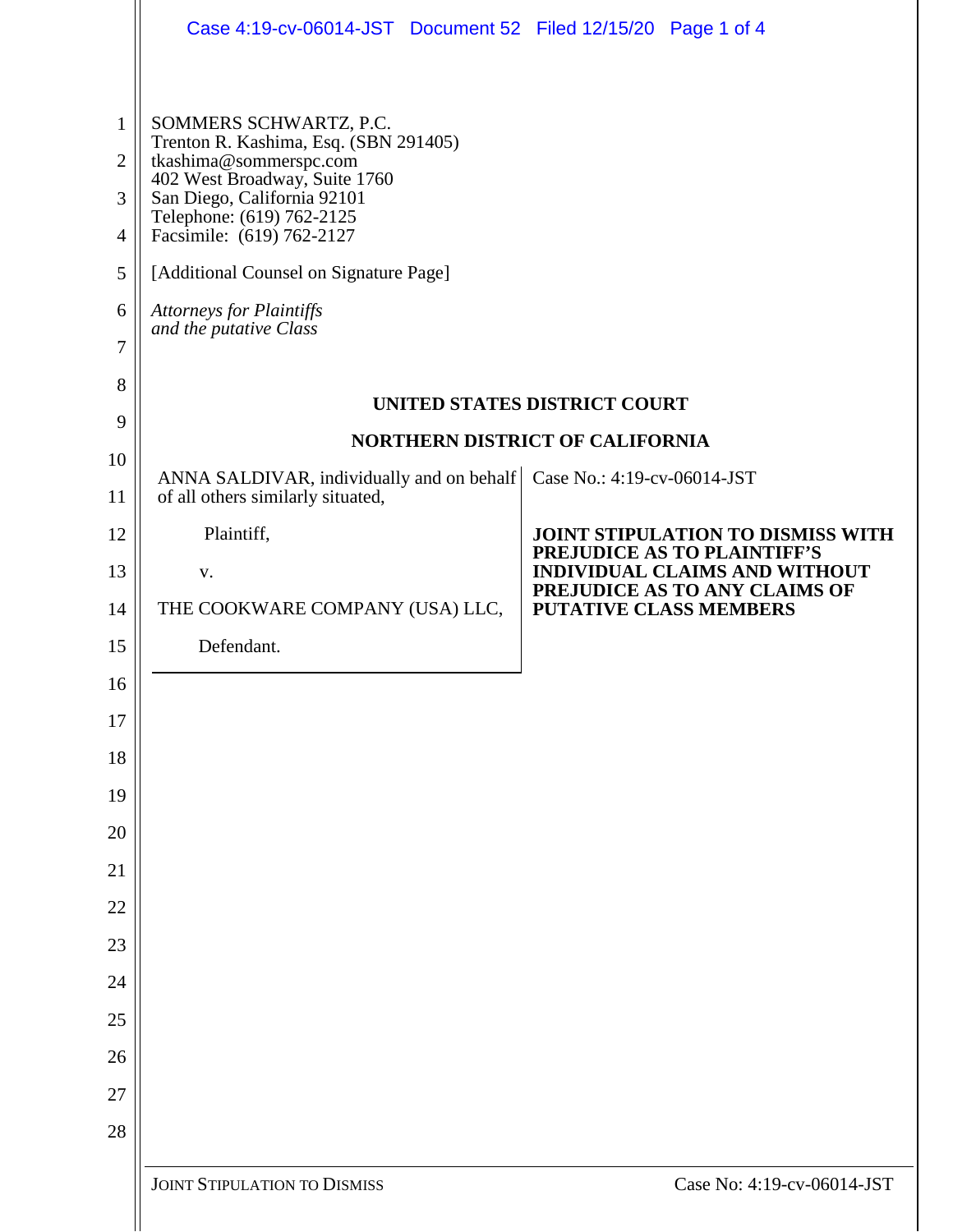SOMMERS SCHWARTZ, P.C.
Trenton R. Kashima, Esq. (SBN 291405)
tkashima@sommerspc.com
402 West Broadway, Suite 1760
San Diego, California 92101
Telephone: (619) 762-2125
Facsimile: (619) 762-2127

[Additional Counsel on Signature Page]

*Attorneys for Plaintiffs*
*and the putative Class*

**UNITED STATES DISTRICT COURT**

**NORTHERN DISTRICT OF CALIFORNIA**

| | |
|---|---|
| ANNA SALDIVAR, individually and on behalf of all others similarly situated,<br><br>Plaintiff,<br><br>v.<br><br>THE COOKWARE COMPANY (USA) LLC,<br><br>Defendant. | Case No.: 4:19-cv-06014-JST<br><br>**JOINT STIPULATION TO DISMISS WITH PREJUDICE AS TO PLAINTIFF'S INDIVIDUAL CLAIMS AND WITHOUT PREJUDICE AS TO ANY CLAIMS OF PUTATIVE CLASS MEMBERS** |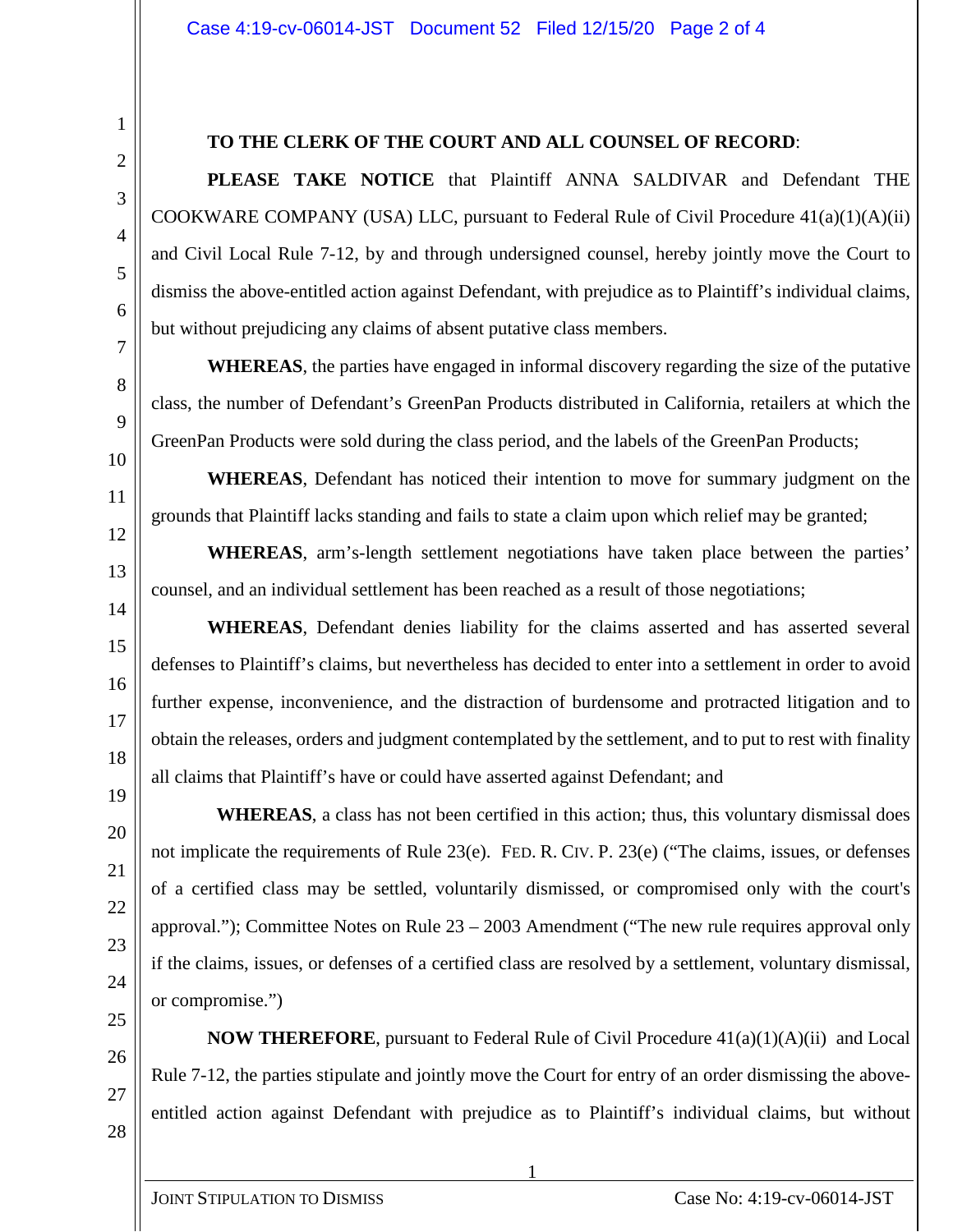**TO THE CLERK OF THE COURT AND ALL COUNSEL OF RECORD**:

**PLEASE TAKE NOTICE** that Plaintiff ANNA SALDIVAR and Defendant THE COOKWARE COMPANY (USA) LLC, pursuant to Federal Rule of Civil Procedure 41(a)(1)(A)(ii) and Civil Local Rule 7-12, by and through undersigned counsel, hereby jointly move the Court to dismiss the above-entitled action against Defendant, with prejudice as to Plaintiff's individual claims, but without prejudicing any claims of absent putative class members.

**WHEREAS**, the parties have engaged in informal discovery regarding the size of the putative class, the number of Defendant's GreenPan Products distributed in California, retailers at which the GreenPan Products were sold during the class period, and the labels of the GreenPan Products;

**WHEREAS**, Defendant has noticed their intention to move for summary judgment on the grounds that Plaintiff lacks standing and fails to state a claim upon which relief may be granted;

**WHEREAS**, arm's-length settlement negotiations have taken place between the parties' counsel, and an individual settlement has been reached as a result of those negotiations;

**WHEREAS**, Defendant denies liability for the claims asserted and has asserted several defenses to Plaintiff's claims, but nevertheless has decided to enter into a settlement in order to avoid further expense, inconvenience, and the distraction of burdensome and protracted litigation and to obtain the releases, orders and judgment contemplated by the settlement, and to put to rest with finality all claims that Plaintiff's have or could have asserted against Defendant; and

**WHEREAS**, a class has not been certified in this action; thus, this voluntary dismissal does not implicate the requirements of Rule 23(e). FED. R. CIV. P. 23(e) ("The claims, issues, or defenses of a certified class may be settled, voluntarily dismissed, or compromised only with the court's approval."); Committee Notes on Rule 23 – 2003 Amendment ("The new rule requires approval only if the claims, issues, or defenses of a certified class are resolved by a settlement, voluntary dismissal, or compromise.")

**NOW THEREFORE**, pursuant to Federal Rule of Civil Procedure 41(a)(1)(A)(ii) and Local Rule 7-12, the parties stipulate and jointly move the Court for entry of an order dismissing the above-entitled action against Defendant with prejudice as to Plaintiff's individual claims, but without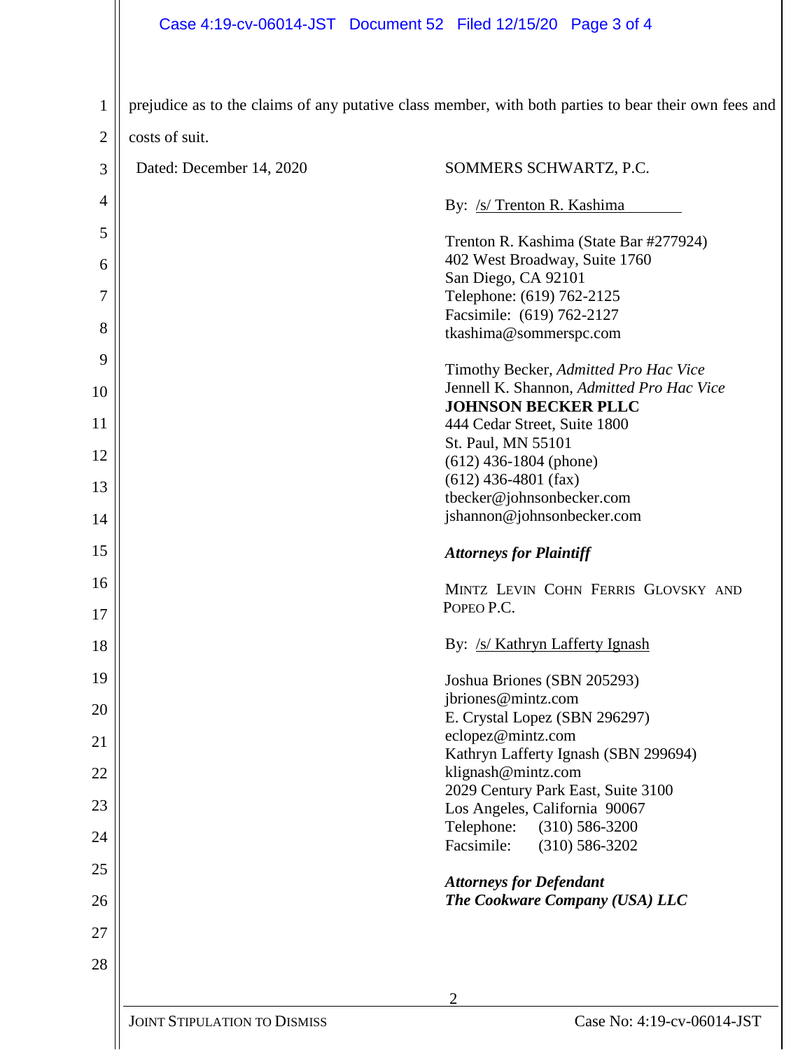prejudice as to the claims of any putative class member, with both parties to bear their own fees and costs of suit.

Dated: December 14, 2020

SOMMERS SCHWARTZ, P.C.

By: /s/ Trenton R. Kashima

Trenton R. Kashima (State Bar #277924)
402 West Broadway, Suite 1760
San Diego, CA 92101
Telephone: (619) 762-2125
Facsimile: (619) 762-2127
tkashima@sommerspc.com

Timothy Becker, *Admitted Pro Hac Vice*
Jennell K. Shannon, *Admitted Pro Hac Vice*
**JOHNSON BECKER PLLC**
444 Cedar Street, Suite 1800
St. Paul, MN 55101
(612) 436-1804 (phone)
(612) 436-4801 (fax)
tbecker@johnsonbecker.com
jshannon@johnsonbecker.com

***Attorneys for Plaintiff***

MINTZ LEVIN COHN FERRIS GLOVSKY AND POPEO P.C.

By: /s/ Kathryn Lafferty Ignash

Joshua Briones (SBN 205293)
jbriones@mintz.com
E. Crystal Lopez (SBN 296297)
eclopez@mintz.com
Kathryn Lafferty Ignash (SBN 299694)
klignash@mintz.com
2029 Century Park East, Suite 3100
Los Angeles, California 90067
Telephone: (310) 586-3200
Facsimile: (310) 586-3202

***Attorneys for Defendant***
***The Cookware Company (USA) LLC***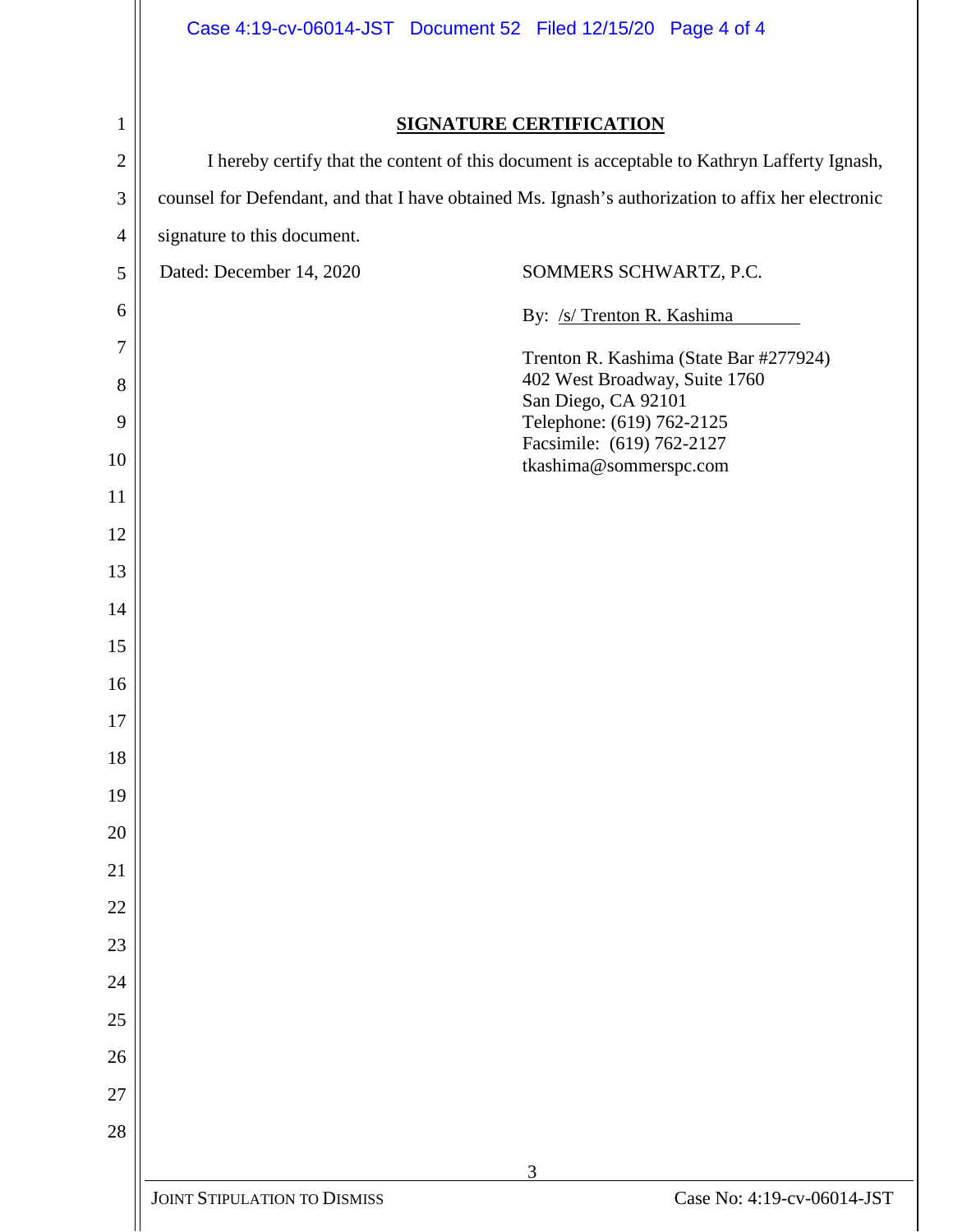## SIGNATURE CERTIFICATION

I hereby certify that the content of this document is acceptable to Kathryn Lafferty Ignash, counsel for Defendant, and that I have obtained Ms. Ignash's authorization to affix her electronic signature to this document.

Dated: December 14, 2020

SOMMERS SCHWARTZ, P.C.

By: /s/ Trenton R. Kashima

Trenton R. Kashima (State Bar #277924)
402 West Broadway, Suite 1760
San Diego, CA 92101
Telephone: (619) 762-2125
Facsimile: (619) 762-2127
tkashima@sommerspc.com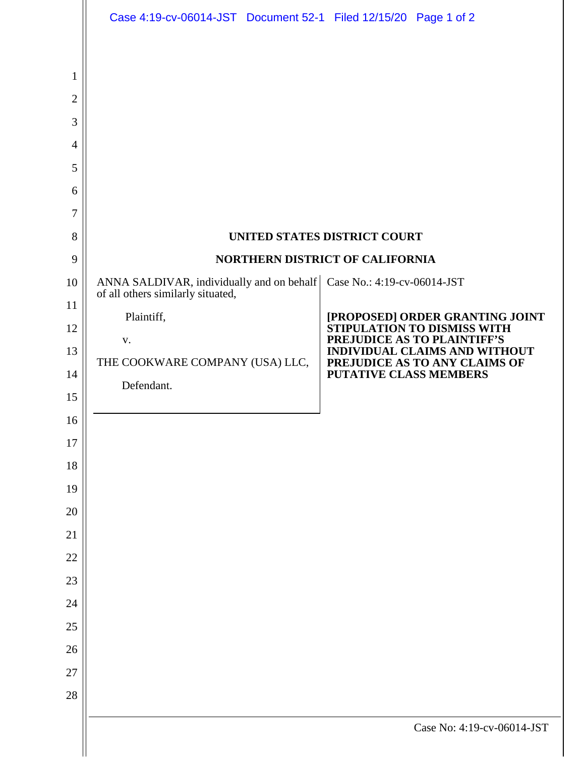UNITED STATES DISTRICT COURT

NORTHERN DISTRICT OF CALIFORNIA

| | |
|---|---|
| ANNA SALDIVAR, individually and on behalf of all others similarly situated,<br><br>Plaintiff,<br><br>v.<br><br>THE COOKWARE COMPANY (USA) LLC,<br><br>Defendant. | Case No.: 4:19-cv-06014-JST<br><br>**[PROPOSED] ORDER GRANTING JOINT STIPULATION TO DISMISS WITH PREJUDICE AS TO PLAINTIFF'S INDIVIDUAL CLAIMS AND WITHOUT PREJUDICE AS TO ANY CLAIMS OF PUTATIVE CLASS MEMBERS** |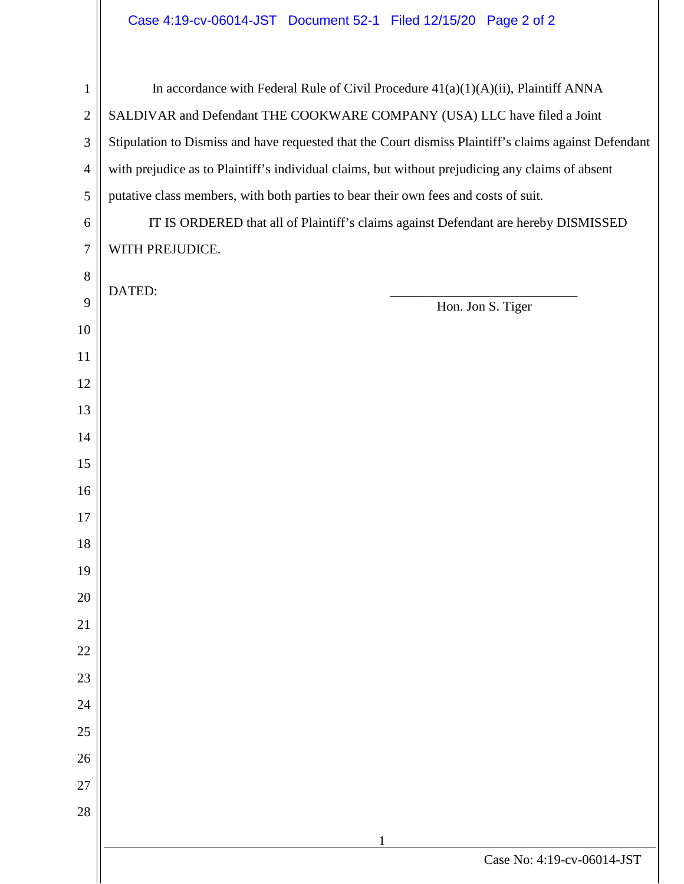In accordance with Federal Rule of Civil Procedure 41(a)(1)(A)(ii), Plaintiff ANNA SALDIVAR and Defendant THE COOKWARE COMPANY (USA) LLC have filed a Joint Stipulation to Dismiss and have requested that the Court dismiss Plaintiff's claims against Defendant with prejudice as to Plaintiff's individual claims, but without prejudicing any claims of absent putative class members, with both parties to bear their own fees and costs of suit.

IT IS ORDERED that all of Plaintiff's claims against Defendant are hereby DISMISSED WITH PREJUDICE.

DATED:

_____________________________
Hon. Jon S. Tiger

Case No: 4:19-cv-06014-JST